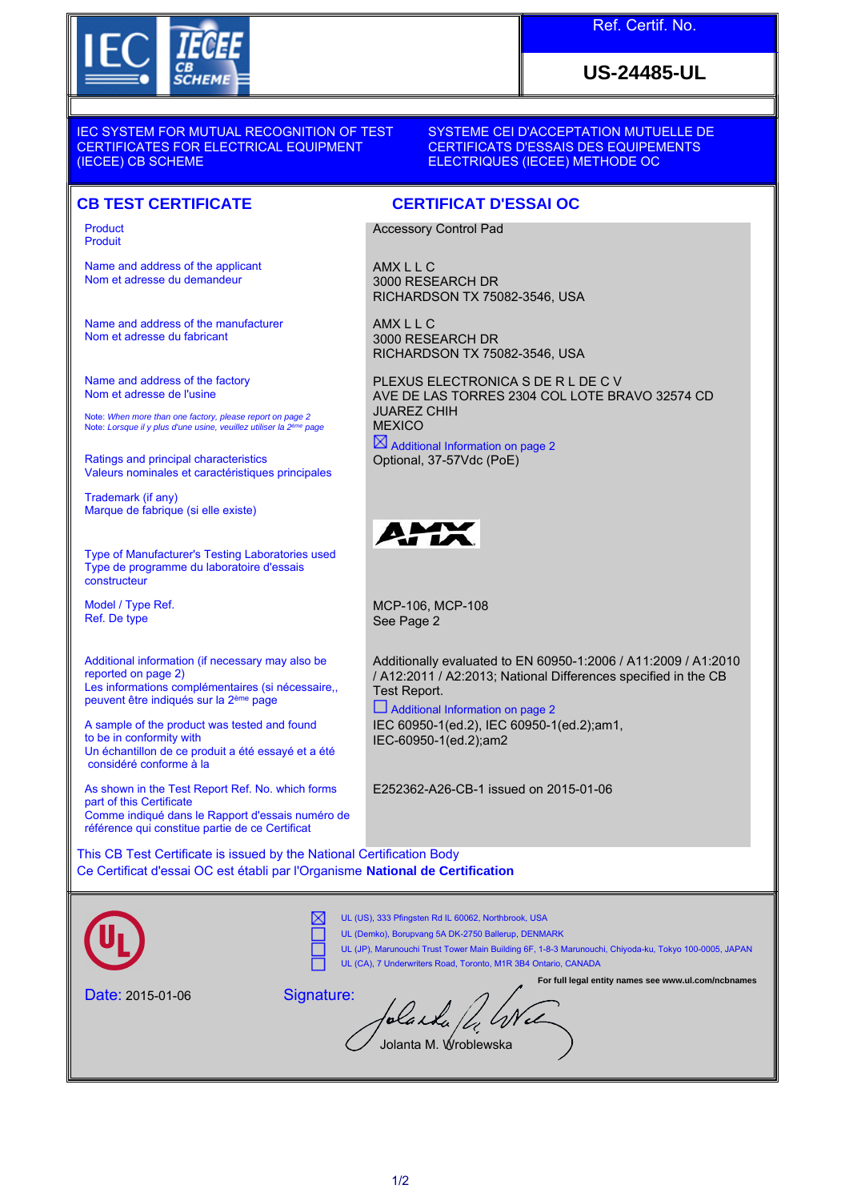Ref. Certif. No.

**US-24485-UL**

IEC SYSTEM FOR MUTUAL RECOGNITION OF TEST CERTIFICATES FOR ELECTRICAL EQUIPMENT (IECEE) CB SCHEME

SYSTEME CEI D'ACCEPTATION MUTUELLE DE CERTIFICATS D'ESSAIS DES EQUIPEMENTS ELECTRIQUES (IECEE) METHODE OC

## CB TEST CERTIFICATE

## CERTIFICAT D'ESSAI OC

| | |
|---|---|
| Product<br>Produit | Accessory Control Pad |
| Name and address of the applicant<br>Nom et adresse du demandeur | AMX L L C<br>3000 RESEARCH DR<br>RICHARDSON TX 75082-3546, USA |
| Name and address of the manufacturer<br>Nom et adresse du fabricant | AMX L L C<br>3000 RESEARCH DR<br>RICHARDSON TX 75082-3546, USA |
| Name and address of the factory<br>Nom et adresse de l'usine<br>Note: *When more than one factory, please report on page 2*<br>Note: *Lorsque il y plus d'une usine, veuillez utiliser la 2ème page* | PLEXUS ELECTRONICA S DE R L DE C V<br>AVE DE LAS TORRES 2304 COL LOTE BRAVO 32574 CD JUAREZ CHIH<br>MEXICO<br>☒ Additional Information on page 2 |
| Ratings and principal characteristics<br>Valeurs nominales et caractéristiques principales | Optional, 37-57Vdc (PoE) |
| Trademark (if any)<br>Marque de fabrique (si elle existe) | AMX |
| Type of Manufacturer's Testing Laboratories used<br>Type de programme du laboratoire d'essais constructeur | |
| Model / Type Ref.<br>Ref. De type | MCP-106, MCP-108<br>See Page 2 |
| Additional information (if necessary may also be reported on page 2)<br>Les informations complémentaires (si nécessaire,, peuvent être indiqués sur la 2ème page | Additionally evaluated to EN 60950-1:2006 / A11:2009 / A1:2010 / A12:2011 / A2:2013; National Differences specified in the CB Test Report.<br>☐ Additional Information on page 2 |
| A sample of the product was tested and found to be in conformity with<br>Un échantillon de ce produit a été essayé et a été considéré conforme à la | IEC 60950-1(ed.2), IEC 60950-1(ed.2);am1, IEC-60950-1(ed.2);am2 |
| As shown in the Test Report Ref. No. which forms part of this Certificate<br>Comme indiqué dans le Rapport d'essais numéro de référence qui constitue partie de ce Certificat | E252362-A26-CB-1 issued on 2015-01-06 |

This CB Test Certificate is issued by the National Certification Body
Ce Certificat d'essai OC est établi par l'Organisme **National de Certification**

- ☒ UL (US), 333 Pfingsten Rd IL 60062, Northbrook, USA
- ☐ UL (Demko), Borupvang 5A DK-2750 Ballerup, DENMARK
- ☐ UL (JP), Marunouchi Trust Tower Main Building 6F, 1-8-3 Marunouchi, Chiyoda-ku, Tokyo 100-0005, JAPAN
- ☐ UL (CA), 7 Underwriters Road, Toronto, M1R 3B4 Ontario, CANADA

For full legal entity names see www.ul.com/ncbnames

Date: 2015-01-06

Signature:

Jolanta M. Wroblewska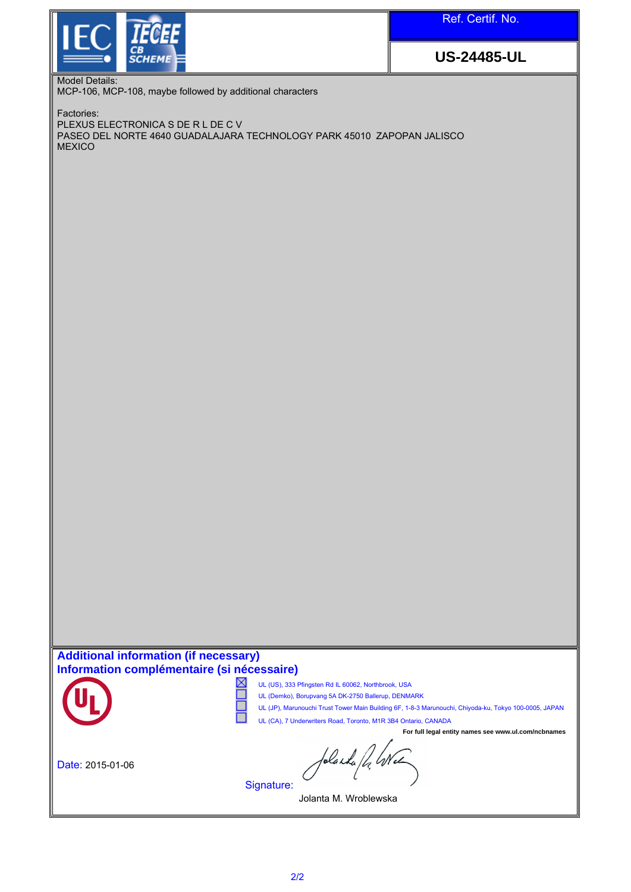Ref. Certif. No.

**US-24485-UL**

Model Details:
MCP-106, MCP-108, maybe followed by additional characters

Factories:
PLEXUS ELECTRONICA S DE R L DE C V
PASEO DEL NORTE 4640 GUADALAJARA TECHNOLOGY PARK 45010 ZAPOPAN JALISCO
MEXICO

**Additional information (if necessary)**
**Information complémentaire (si nécessaire)**

- [x] UL (US), 333 Pfingsten Rd IL 60062, Northbrook, USA
- [ ] UL (Demko), Borupvang 5A DK-2750 Ballerup, DENMARK
- [ ] UL (JP), Marunouchi Trust Tower Main Building 6F, 1-8-3 Marunouchi, Chiyoda-ku, Tokyo 100-0005, JAPAN
- [ ] UL (CA), 7 Underwriters Road, Toronto, M1R 3B4 Ontario, CANADA

**For full legal entity names see www.ul.com/ncbnames**

Date: 2015-01-06

Signature:

Jolanta M. Wroblewska